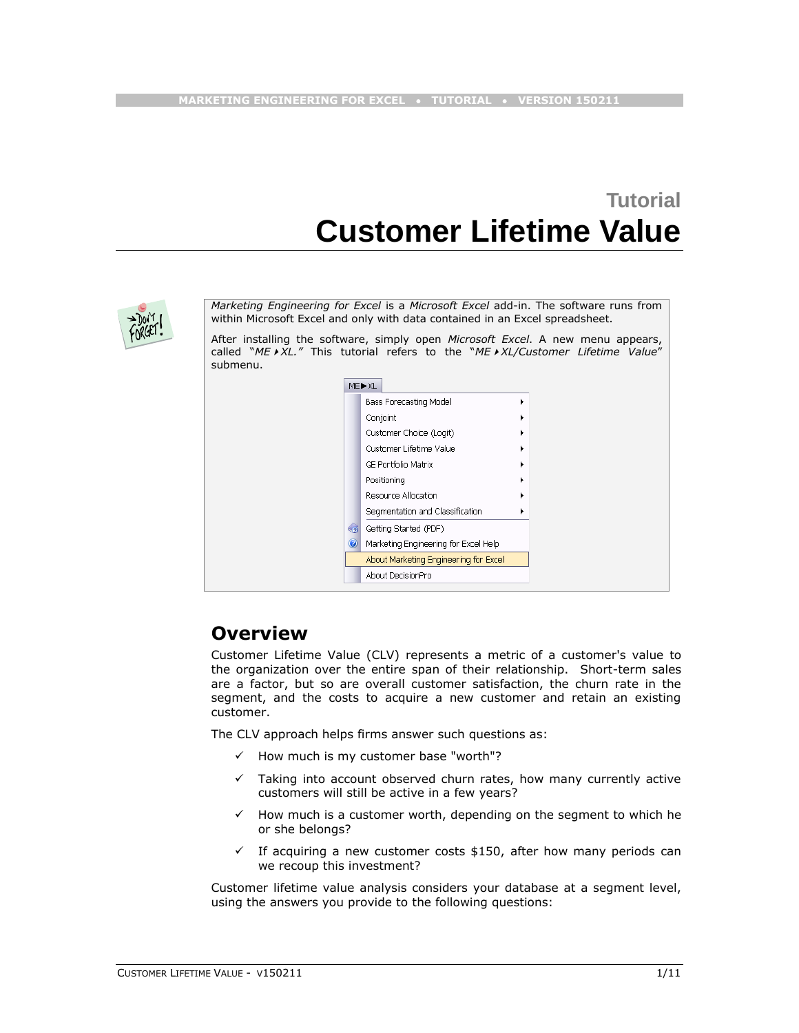# Tutorial
# Customer Lifetime Value

*Marketing Engineering for Excel* is a *Microsoft Excel* add-in. The software runs from within Microsoft Excel and only with data contained in an Excel spreadsheet.

After installing the software, simply open *Microsoft Excel*. A new menu appears, called "*ME►XL.*" This tutorial refers to the "*ME►XL/Customer Lifetime Value*" submenu.

ME►XL
- Bass Forecasting Model
- Conjoint
- Customer Choice (Logit)
- Customer Lifetime Value
- GE Portfolio Matrix
- Positioning
- Resource Allocation
- Segmentation and Classification
- Getting Started (PDF)
- Marketing Engineering for Excel Help
- About Marketing Engineering for Excel
- About DecisionPro

## Overview

Customer Lifetime Value (CLV) represents a metric of a customer's value to the organization over the entire span of their relationship. Short-term sales are a factor, but so are overall customer satisfaction, the churn rate in the segment, and the costs to acquire a new customer and retain an existing customer.

The CLV approach helps firms answer such questions as:

- ✓ How much is my customer base "worth"?
- ✓ Taking into account observed churn rates, how many currently active customers will still be active in a few years?
- ✓ How much is a customer worth, depending on the segment to which he or she belongs?
- ✓ If acquiring a new customer costs $150, after how many periods can we recoup this investment?

Customer lifetime value analysis considers your database at a segment level, using the answers you provide to the following questions: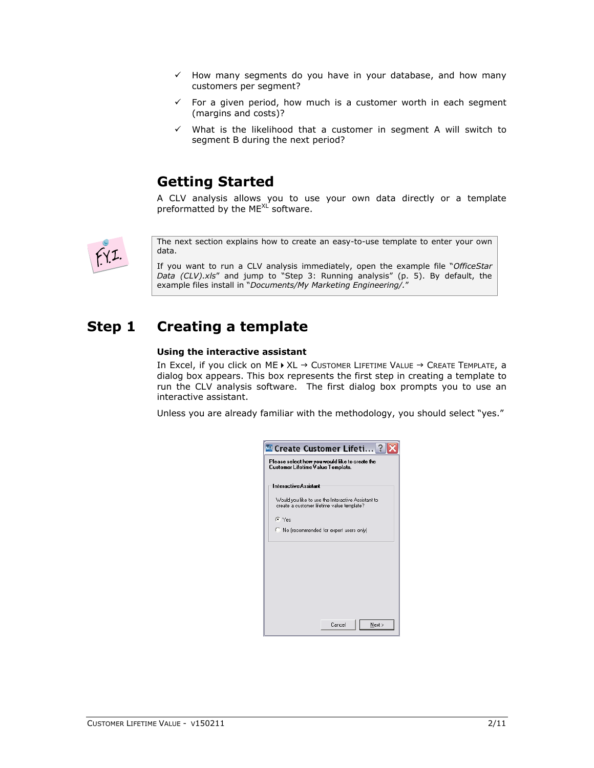- ✓ How many segments do you have in your database, and how many customers per segment?
- ✓ For a given period, how much is a customer worth in each segment (margins and costs)?
- ✓ What is the likelihood that a customer in segment A will switch to segment B during the next period?

## Getting Started

A CLV analysis allows you to use your own data directly or a template preformatted by the $ME^{XL}$ software.

> The next section explains how to create an easy-to-use template to enter your own data.
>
> If you want to run a CLV analysis immediately, open the example file "*OfficeStar Data (CLV).xls*" and jump to "Step 3: Running analysis" (p. 5). By default, the example files install in "*Documents/My Marketing Engineering/.*"

# Step 1 Creating a template

**Using the interactive assistant**

In Excel, if you click on ME ▸ XL → CUSTOMER LIFETIME VALUE → CREATE TEMPLATE, a dialog box appears. This box represents the first step in creating a template to run the CLV analysis software. The first dialog box prompts you to use an interactive assistant.

Unless you are already familiar with the methodology, you should select "yes."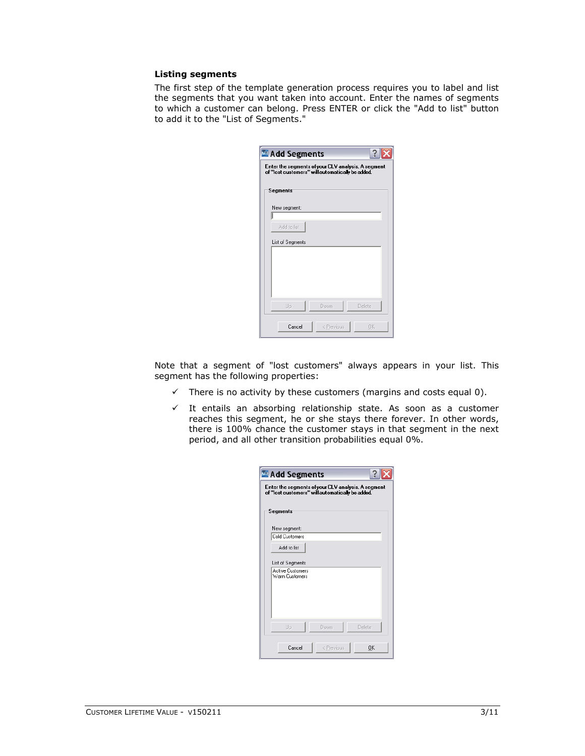### Listing segments

The first step of the template generation process requires you to label and list the segments that you want taken into account. Enter the names of segments to which a customer can belong. Press ENTER or click the "Add to list" button to add it to the "List of Segments."

Note that a segment of "lost customers" always appears in your list. This segment has the following properties:

- ✓ There is no activity by these customers (margins and costs equal 0).
- ✓ It entails an absorbing relationship state. As soon as a customer reaches this segment, he or she stays there forever. In other words, there is 100% chance the customer stays in that segment in the next period, and all other transition probabilities equal 0%.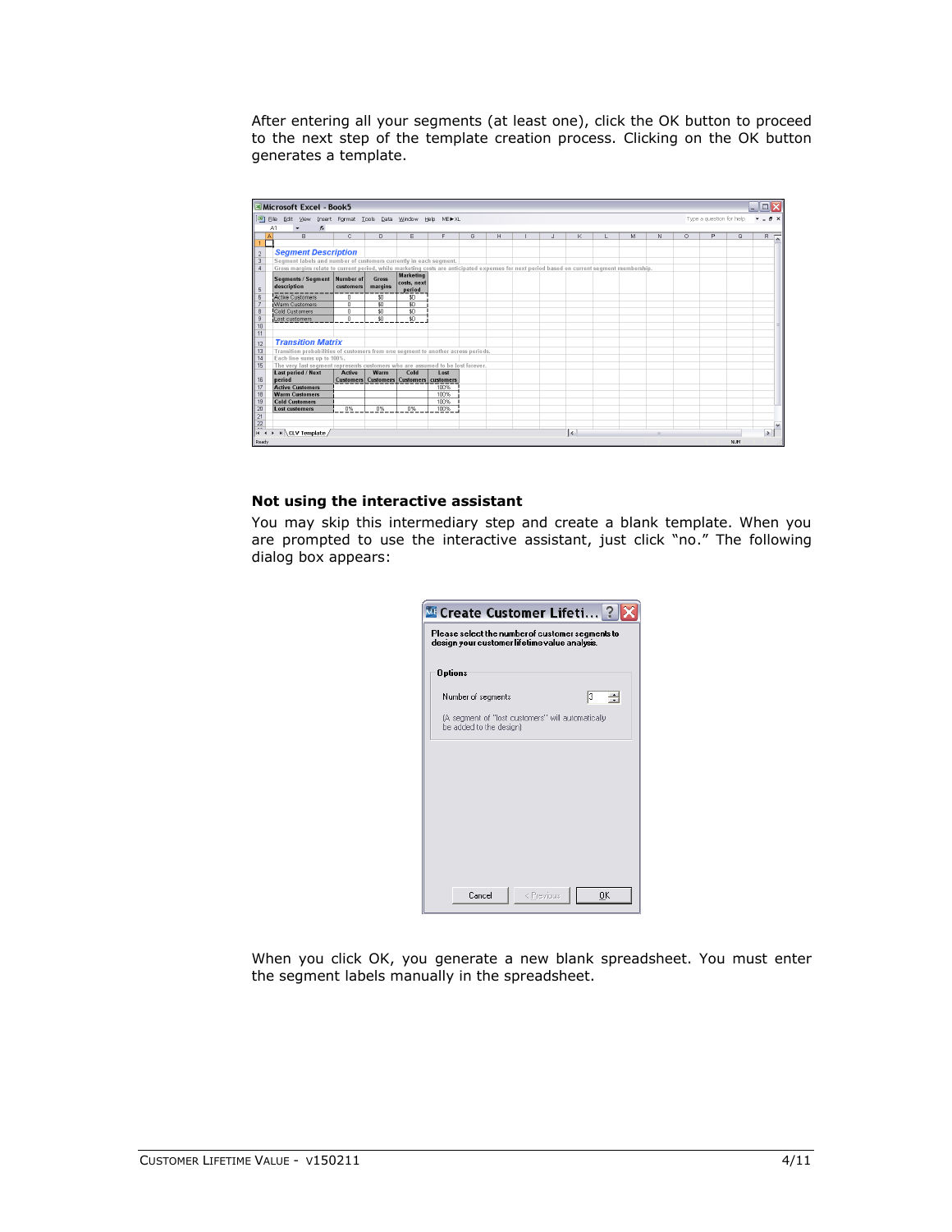After entering all your segments (at least one), click the OK button to proceed to the next step of the template creation process. Clicking on the OK button generates a template.

### Not using the interactive assistant

You may skip this intermediary step and create a blank template. When you are prompted to use the interactive assistant, just click “no.” The following dialog box appears:

When you click OK, you generate a new blank spreadsheet. You must enter the segment labels manually in the spreadsheet.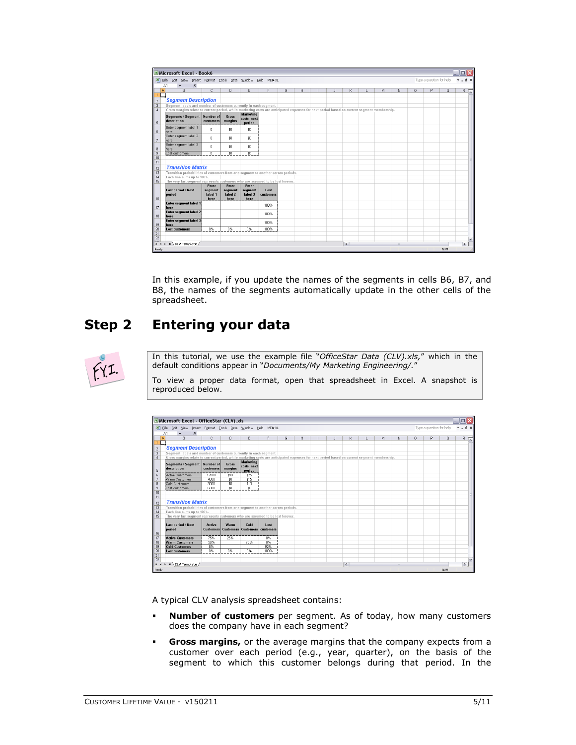In this example, if you update the names of the segments in cells B6, B7, and B8, the names of the segments automatically update in the other cells of the spreadsheet.

## Step 2 Entering your data

In this tutorial, we use the example file "*OfficeStar Data (CLV).xls,*" which in the default conditions appear in "*Documents/My Marketing Engineering/.*"

To view a proper data format, open that spreadsheet in Excel. A snapshot is reproduced below.

A typical CLV analysis spreadsheet contains:

- **Number of customers** per segment. As of today, how many customers does the company have in each segment?
- **Gross margins,** or the average margins that the company expects from a customer over each period (e.g., year, quarter), on the basis of the segment to which this customer belongs during that period. In the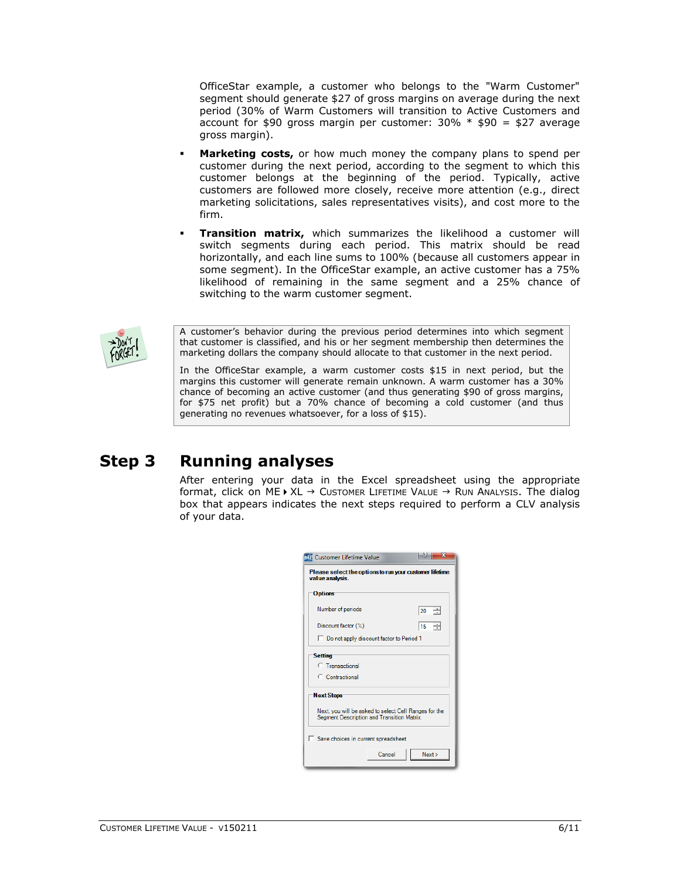OfficeStar example, a customer who belongs to the "Warm Customer" segment should generate $27 of gross margins on average during the next period (30% of Warm Customers will transition to Active Customers and account for $90 gross margin per customer: 30% * $90 = $27 average gross margin).

- **Marketing costs,** or how much money the company plans to spend per customer during the next period, according to the segment to which this customer belongs at the beginning of the period. Typically, active customers are followed more closely, receive more attention (e.g., direct marketing solicitations, sales representatives visits), and cost more to the firm.
- **Transition matrix,** which summarizes the likelihood a customer will switch segments during each period. This matrix should be read horizontally, and each line sums to 100% (because all customers appear in some segment). In the OfficeStar example, an active customer has a 75% likelihood of remaining in the same segment and a 25% chance of switching to the warm customer segment.

> A customer's behavior during the previous period determines into which segment that customer is classified, and his or her segment membership then determines the marketing dollars the company should allocate to that customer in the next period.
>
> In the OfficeStar example, a warm customer costs $15 in next period, but the margins this customer will generate remain unknown. A warm customer has a 30% chance of becoming an active customer (and thus generating $90 of gross margins, for $75 net profit) but a 70% chance of becoming a cold customer (and thus generating no revenues whatsoever, for a loss of $15).

## Step 3 Running analyses

After entering your data in the Excel spreadsheet using the appropriate format, click on ME ▸ XL → CUSTOMER LIFETIME VALUE → RUN ANALYSIS. The dialog box that appears indicates the next steps required to perform a CLV analysis of your data.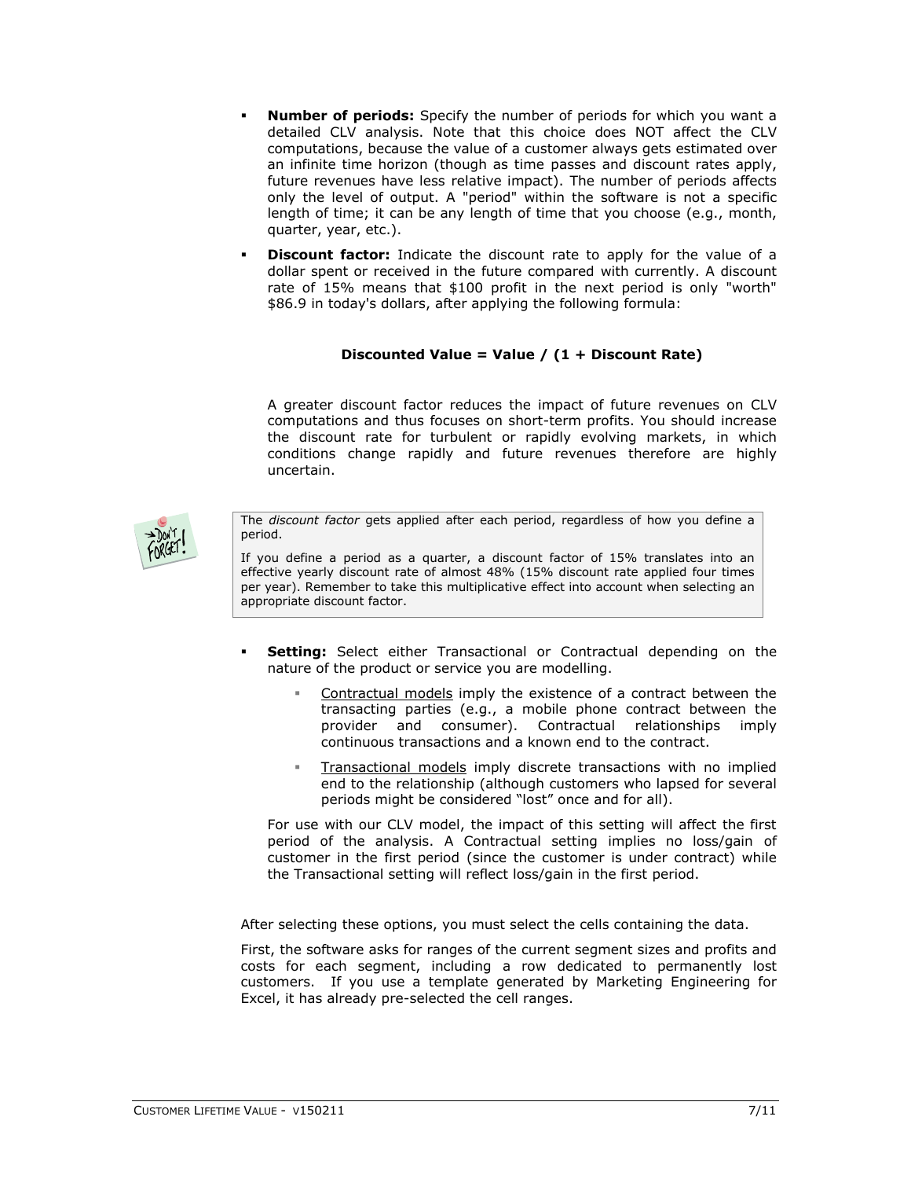- **Number of periods:** Specify the number of periods for which you want a detailed CLV analysis. Note that this choice does NOT affect the CLV computations, because the value of a customer always gets estimated over an infinite time horizon (though as time passes and discount rates apply, future revenues have less relative impact). The number of periods affects only the level of output. A "period" within the software is not a specific length of time; it can be any length of time that you choose (e.g., month, quarter, year, etc.).

- **Discount factor:** Indicate the discount rate to apply for the value of a dollar spent or received in the future compared with currently. A discount rate of 15% means that $100 profit in the next period is only "worth" $86.9 in today's dollars, after applying the following formula:

  **Discounted Value = Value / (1 + Discount Rate)**

  A greater discount factor reduces the impact of future revenues on CLV computations and thus focuses on short-term profits. You should increase the discount rate for turbulent or rapidly evolving markets, in which conditions change rapidly and future revenues therefore are highly uncertain.

> The *discount factor* gets applied after each period, regardless of how you define a period.
>
> If you define a period as a quarter, a discount factor of 15% translates into an effective yearly discount rate of almost 48% (15% discount rate applied four times per year). Remember to take this multiplicative effect into account when selecting an appropriate discount factor.

- **Setting:** Select either Transactional or Contractual depending on the nature of the product or service you are modelling.

  - Contractual models imply the existence of a contract between the transacting parties (e.g., a mobile phone contract between the provider and consumer). Contractual relationships imply continuous transactions and a known end to the contract.

  - Transactional models imply discrete transactions with no implied end to the relationship (although customers who lapsed for several periods might be considered "lost" once and for all).

  For use with our CLV model, the impact of this setting will affect the first period of the analysis. A Contractual setting implies no loss/gain of customer in the first period (since the customer is under contract) while the Transactional setting will reflect loss/gain in the first period.

After selecting these options, you must select the cells containing the data.

First, the software asks for ranges of the current segment sizes and profits and costs for each segment, including a row dedicated to permanently lost customers. If you use a template generated by Marketing Engineering for Excel, it has already pre-selected the cell ranges.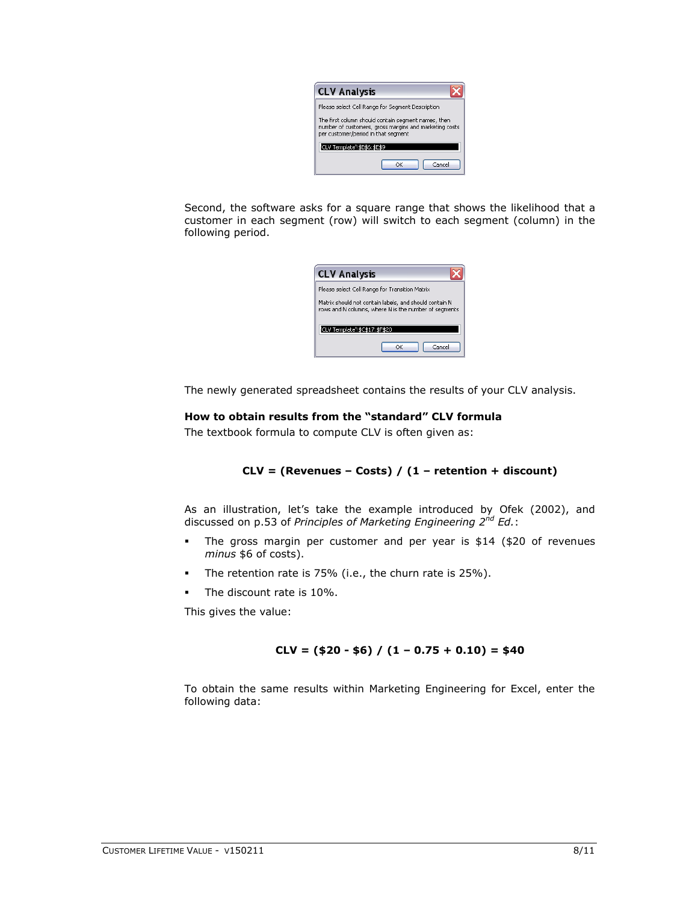**CLV Analysis**

Please select Cell Range for Segment Description

The first column should contain segment names, then number of customers, gross margins and marketing costs per customer/period in that segment

CLV Template'!$E$6:$E$9

OK Cancel

Second, the software asks for a square range that shows the likelihood that a customer in each segment (row) will switch to each segment (column) in the following period.

**CLV Analysis**

Please select Cell Range for Transition Matrix

Matrix should not contain labels, and should contain N rows and N columns, where N is the number of segments

CLV Template'!$C$17:$F$20

OK Cancel

The newly generated spreadsheet contains the results of your CLV analysis.

**How to obtain results from the "standard" CLV formula**

The textbook formula to compute CLV is often given as:

**CLV = (Revenues – Costs) / (1 – retention + discount)**

As an illustration, let's take the example introduced by Ofek (2002), and discussed on p.53 of *Principles of Marketing Engineering 2nd Ed.*:

- The gross margin per customer and per year is $14 ($20 of revenues *minus* $6 of costs).
- The retention rate is 75% (i.e., the churn rate is 25%).
- The discount rate is 10%.

This gives the value:

**CLV = ($20 - $6) / (1 – 0.75 + 0.10) = $40**

To obtain the same results within Marketing Engineering for Excel, enter the following data: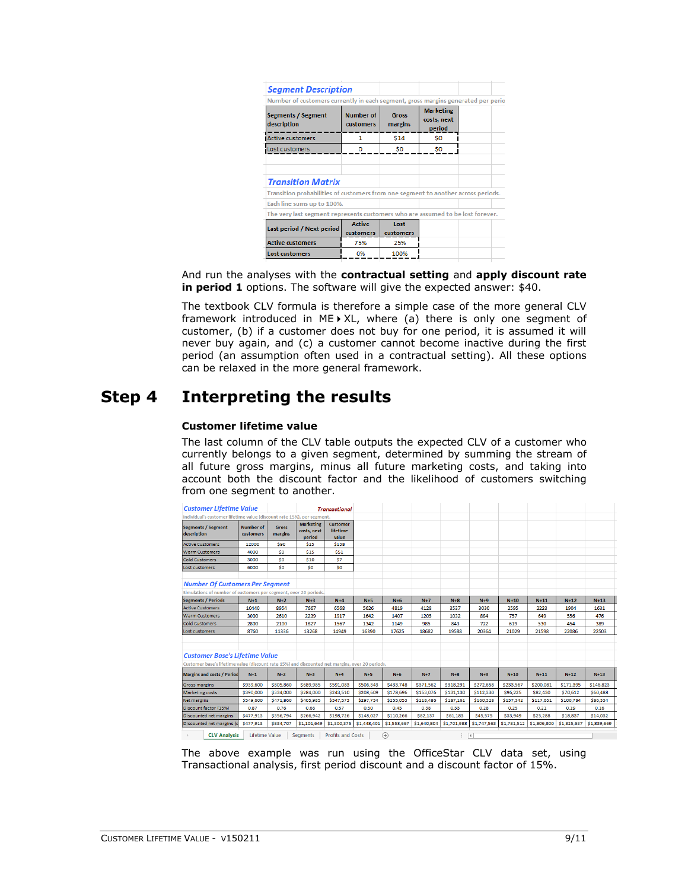**Segment Description**

Number of customers currently in each segment, gross margins generated per perio

| Segments / Segment description | Number of customers | Gross margins | Marketing costs, next period |
|---|---|---|---|
| Active customers | 1 | $14 | $0 |
| Lost customers | 0 | $0 | $0 |

**Transition Matrix**

Transition probabilities of customers from one segment to another across periods.

Each line sums up to 100%.

The very last segment represents customers who are assumed to be lost forever.

| Last period / Next period | Active customers | Lost customers |
|---|---|---|
| Active customers | 75% | 25% |
| Lost customers | 0% | 100% |

And run the analyses with the **contractual setting** and **apply discount rate in period 1** options. The software will give the expected answer: $40.

The textbook CLV formula is therefore a simple case of the more general CLV framework introduced in ME ▸ XL, where (a) there is only one segment of customer, (b) if a customer does not buy for one period, it is assumed it will never buy again, and (c) a customer cannot become inactive during the first period (an assumption often used in a contractual setting). All these options can be relaxed in the more general framework.

# Step 4 Interpreting the results

### Customer lifetime value

The last column of the CLV table outputs the expected CLV of a customer who currently belongs to a given segment, determined by summing the stream of all future gross margins, minus all future marketing costs, and taking into account both the discount factor and the likelihood of customers switching from one segment to another.

**Customer Lifetime Value** — *Transactional*

Individual's customer lifetime value (discount rate 15%), per segment.

| Segments / Segment description | Number of customers | Gross margins | Marketing costs, next period | Customer lifetime value |
|---|---|---|---|---|
| Active Customers | 12000 | $90 | $25 | $138 |
| Warm Customers | 4000 | $0 | $15 | $51 |
| Cold Customers | 3000 | $0 | $10 | $7 |
| Lost customers | 6000 | $0 | $0 | $0 |

**Number Of Customers Per Segment**

Simulations of number of customers per segment, over 20 periods.

| Segments / Periods | N+1 | N+2 | N+3 | N+4 | N+5 | N+6 | N+7 | N+8 | N+9 | N+10 | N+11 | N+12 | N+13 |
|---|---|---|---|---|---|---|---|---|---|---|---|---|---|
| Active Customers | 10440 | 8954 | 7667 | 6568 | 5626 | 4819 | 4128 | 3537 | 3030 | 2595 | 2223 | 1904 | 1631 |
| Warm Customers | 3000 | 2610 | 2239 | 1917 | 1642 | 1407 | 1205 | 1032 | 884 | 757 | 649 | 556 | 476 |
| Cold Customers | 2800 | 2100 | 1827 | 1567 | 1342 | 1149 | 985 | 843 | 722 | 619 | 530 | 454 | 389 |
| Lost customers | 8760 | 11336 | 13268 | 14949 | 16390 | 17625 | 18682 | 19588 | 20364 | 21029 | 21598 | 22086 | 22503 |

**Customer Base's Lifetime Value**

Customer base's lifetime value (discount rate 15%) and discounted net margins, over 20 periods.

| Margins and costs / Period | N+1 | N+2 | N+3 | N+4 | N+5 | N+6 | N+7 | N+8 | N+9 | N+10 | N+11 | N+12 | N+13 |
|---|---|---|---|---|---|---|---|---|---|---|---|---|---|
| Gross margins | $939,600 | $805,860 | $689,985 | $591,083 | $506,343 | $433,748 | $371,562 | $318,291 | $272,658 | $233,567 | $200,081 | $171,395 | $146,823 |
| Marketing costs | $390,000 | $334,000 | $284,000 | $243,510 | $208,609 | $178,696 | $153,076 | $131,130 | $112,330 | $96,225 | $82,430 | $70,612 | $60,488 |
| Net margins | $549,600 | $471,860 | $405,985 | $347,573 | $297,734 | $255,053 | $218,486 | $187,161 | $160,328 | $137,342 | $117,651 | $100,784 | $86,334 |
| Discount factor (15%) | 0.87 | 0.76 | 0.66 | 0.57 | 0.50 | 0.43 | 0.38 | 0.33 | 0.28 | 0.25 | 0.21 | 0.19 | 0.16 |
| Discounted net margins | $477,913 | $356,794 | $266,942 | $198,726 | $148,027 | $110,266 | $82,137 | $61,183 | $45,575 | $33,949 | $25,288 | $18,837 | $14,032 |
| Discounted net margins (c | $477,913 | $834,707 | $1,101,649 | $1,300,375 | $1,448,401 | $1,558,667 | $1,640,804 | $1,701,988 | $1,747,563 | $1,781,512 | $1,806,800 | $1,825,637 | $1,839,669 |

The above example was run using the OfficeStar CLV data set, using Transactional analysis, first period discount and a discount factor of 15%.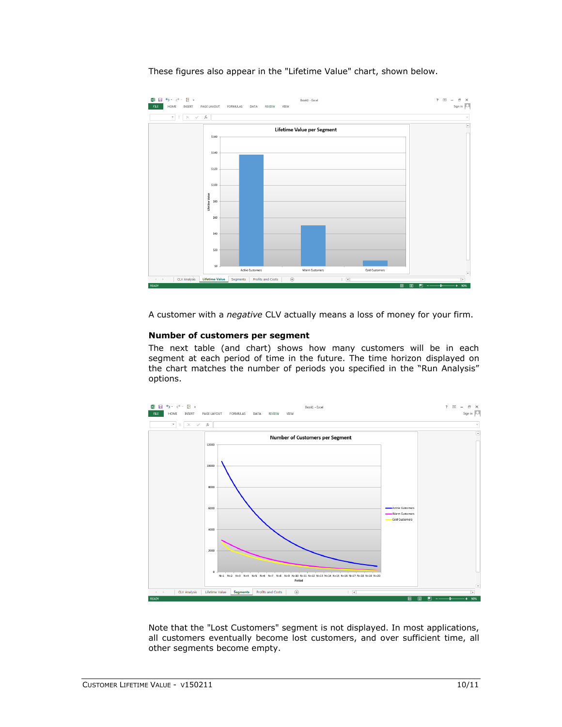These figures also appear in the "Lifetime Value" chart, shown below.

A customer with a *negative* CLV actually means a loss of money for your firm.

### Number of customers per segment

The next table (and chart) shows how many customers will be in each segment at each period of time in the future. The time horizon displayed on the chart matches the number of periods you specified in the "Run Analysis" options.

Note that the "Lost Customers" segment is not displayed. In most applications, all customers eventually become lost customers, and over sufficient time, all other segments become empty.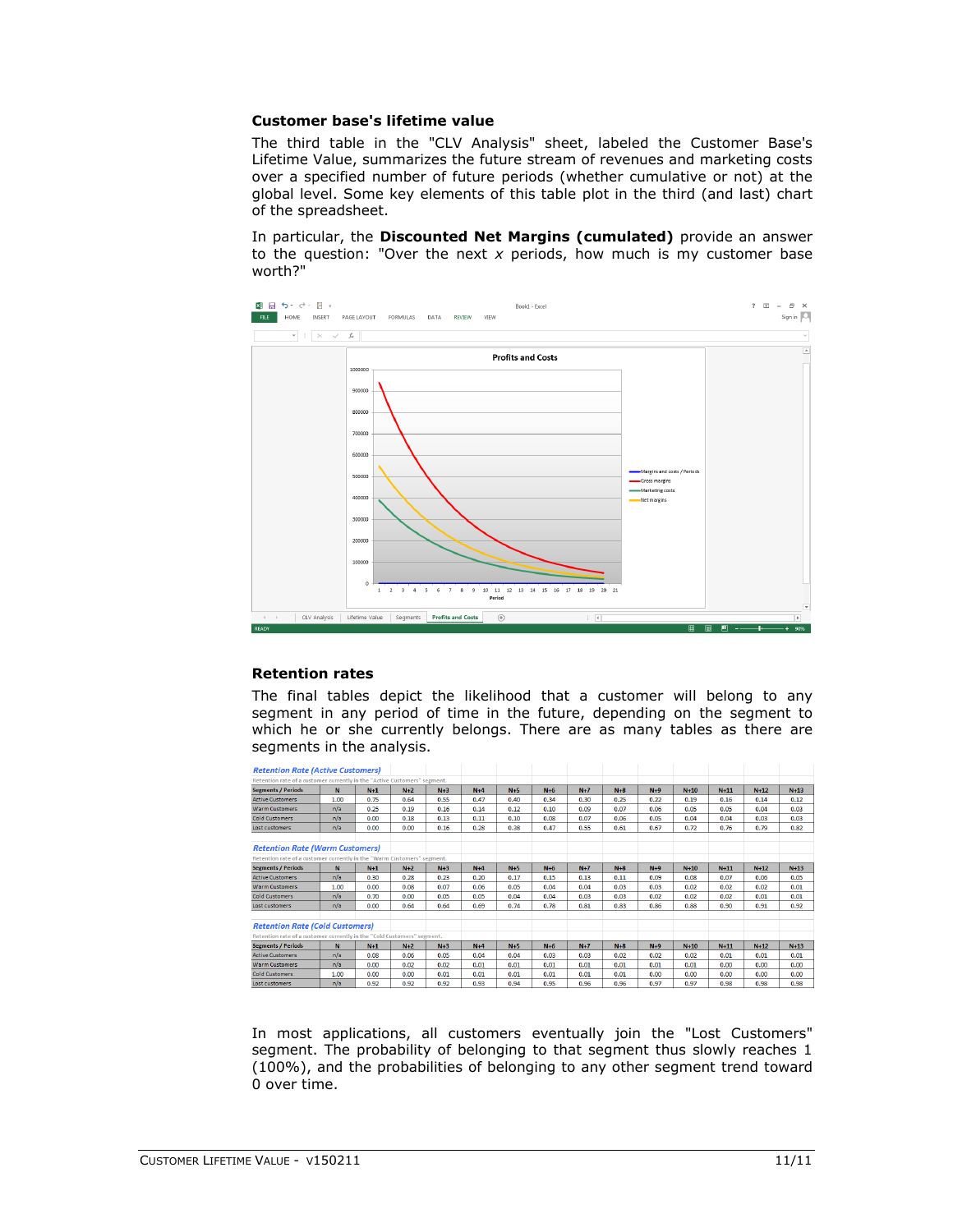### Customer base's lifetime value

The third table in the "CLV Analysis" sheet, labeled the Customer Base's Lifetime Value, summarizes the future stream of revenues and marketing costs over a specified number of future periods (whether cumulative or not) at the global level. Some key elements of this table plot in the third (and last) chart of the spreadsheet.

In particular, the **Discounted Net Margins (cumulated)** provide an answer to the question: "Over the next *x* periods, how much is my customer base worth?"

Profits and Costs

1000000
900000
800000
700000
600000
500000
400000
300000
200000
100000
0

1 2 3 4 5 6 7 8 9 10 11 12 13 14 15 16 17 18 19 20 21

Period

Margins and costs / Periods
Gross margins
Marketing costs
Net margins

### Retention rates

The final tables depict the likelihood that a customer will belong to any segment in any period of time in the future, depending on the segment to which he or she currently belongs. There are as many tables as there are segments in the analysis.

*Retention Rate (Active Customers)*

Retention rate of a customer currently in the "Active Customers" segment.

| Segments / Periods | N | N+1 | N+2 | N+3 | N+4 | N+5 | N+6 | N+7 | N+8 | N+9 | N+10 | N+11 | N+12 | N+13 |
|---|---|---|---|---|---|---|---|---|---|---|---|---|---|---|
| Active Customers | 1.00 | 0.75 | 0.64 | 0.55 | 0.47 | 0.40 | 0.34 | 0.30 | 0.25 | 0.22 | 0.19 | 0.16 | 0.14 | 0.12 |
| Warm Customers | n/a | 0.25 | 0.19 | 0.16 | 0.14 | 0.12 | 0.10 | 0.09 | 0.07 | 0.06 | 0.05 | 0.05 | 0.04 | 0.03 |
| Cold Customers | n/a | 0.00 | 0.18 | 0.13 | 0.11 | 0.10 | 0.08 | 0.07 | 0.06 | 0.05 | 0.04 | 0.04 | 0.03 | 0.03 |
| Lost customers | n/a | 0.00 | 0.00 | 0.16 | 0.28 | 0.38 | 0.47 | 0.55 | 0.61 | 0.67 | 0.72 | 0.76 | 0.79 | 0.82 |

*Retention Rate (Warm Customers)*

Retention rate of a customer currently in the "Warm Customers" segment.

| Segments / Periods | N | N+1 | N+2 | N+3 | N+4 | N+5 | N+6 | N+7 | N+8 | N+9 | N+10 | N+11 | N+12 | N+13 |
|---|---|---|---|---|---|---|---|---|---|---|---|---|---|---|
| Active Customers | n/a | 0.30 | 0.28 | 0.23 | 0.20 | 0.17 | 0.15 | 0.13 | 0.11 | 0.09 | 0.08 | 0.07 | 0.06 | 0.05 |
| Warm Customers | 1.00 | 0.00 | 0.08 | 0.07 | 0.06 | 0.05 | 0.04 | 0.04 | 0.03 | 0.03 | 0.02 | 0.02 | 0.02 | 0.01 |
| Cold Customers | n/a | 0.70 | 0.00 | 0.05 | 0.05 | 0.04 | 0.04 | 0.03 | 0.03 | 0.02 | 0.02 | 0.02 | 0.01 | 0.01 |
| Lost customers | n/a | 0.00 | 0.64 | 0.64 | 0.69 | 0.74 | 0.78 | 0.81 | 0.83 | 0.86 | 0.88 | 0.90 | 0.91 | 0.92 |

*Retention Rate (Cold Customers)*

Retention rate of a customer currently in the "Cold Customers" segment.

| Segments / Periods | N | N+1 | N+2 | N+3 | N+4 | N+5 | N+6 | N+7 | N+8 | N+9 | N+10 | N+11 | N+12 | N+13 |
|---|---|---|---|---|---|---|---|---|---|---|---|---|---|---|
| Active Customers | n/a | 0.08 | 0.06 | 0.05 | 0.04 | 0.04 | 0.03 | 0.03 | 0.02 | 0.02 | 0.02 | 0.01 | 0.01 | 0.01 |
| Warm Customers | n/a | 0.00 | 0.02 | 0.02 | 0.01 | 0.01 | 0.01 | 0.01 | 0.01 | 0.01 | 0.01 | 0.00 | 0.00 | 0.00 |
| Cold Customers | 1.00 | 0.00 | 0.00 | 0.01 | 0.01 | 0.01 | 0.01 | 0.01 | 0.01 | 0.00 | 0.00 | 0.00 | 0.00 | 0.00 |
| Lost customers | n/a | 0.92 | 0.92 | 0.92 | 0.93 | 0.94 | 0.95 | 0.96 | 0.96 | 0.97 | 0.97 | 0.98 | 0.98 | 0.98 |

In most applications, all customers eventually join the "Lost Customers" segment. The probability of belonging to that segment thus slowly reaches 1 (100%), and the probabilities of belonging to any other segment trend toward 0 over time.